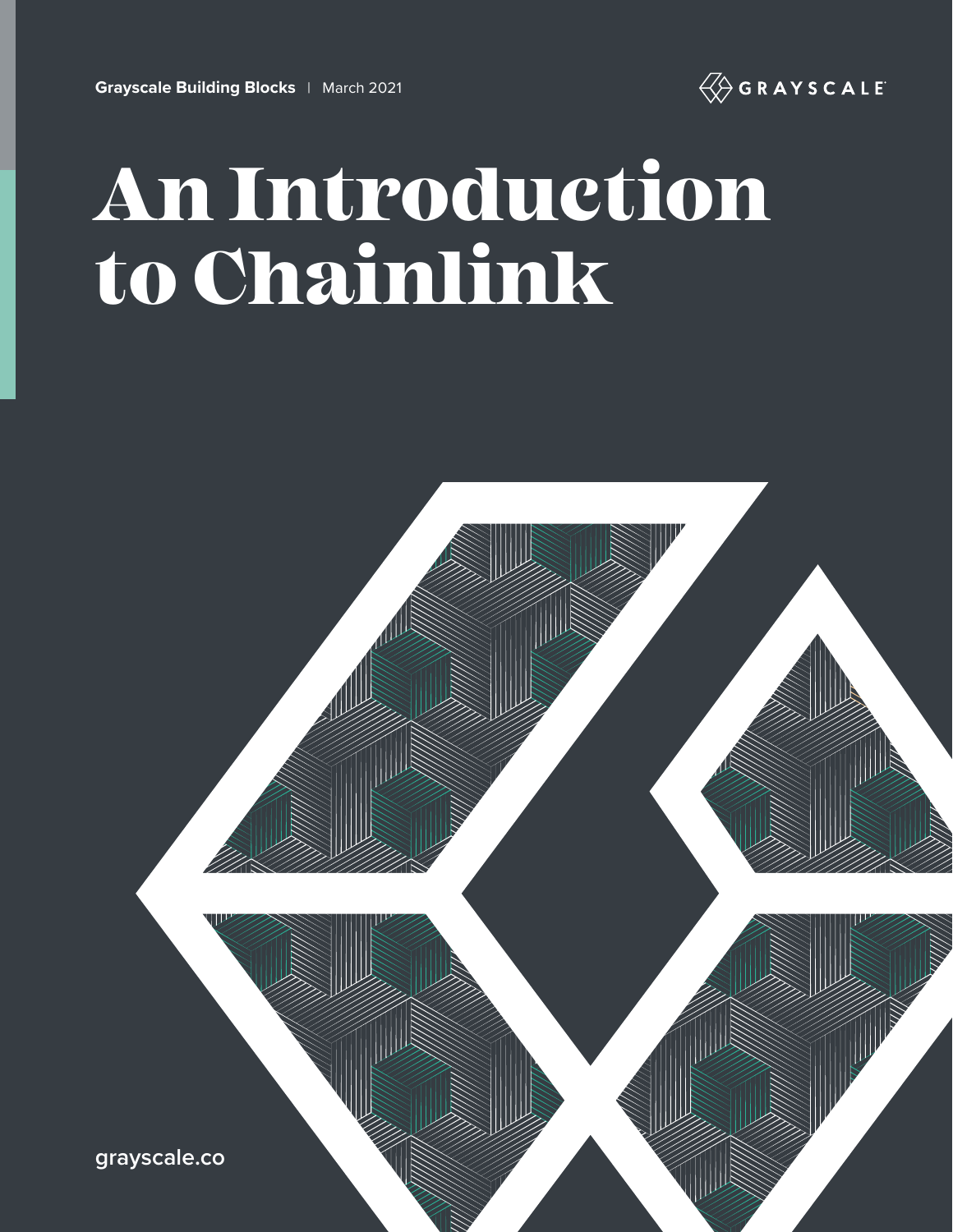**Grayscale Building Blocks** | March 2021

GRAYSCALE

# An Introduction to Chainlink

grayscale.co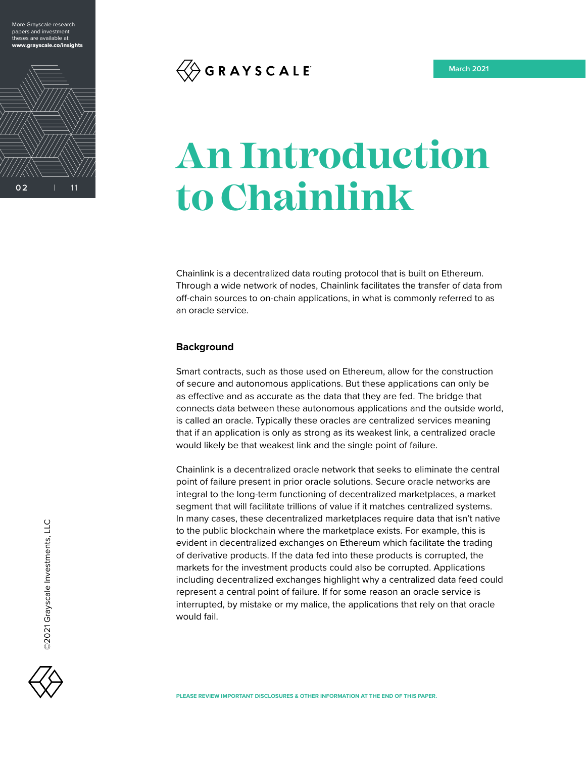# An Introduction to Chainlink

Chainlink is a decentralized data routing protocol that is built on Ethereum. Through a wide network of nodes, Chainlink facilitates the transfer of data from off-chain sources to on-chain applications, in what is commonly referred to as an oracle service.

## Background

Smart contracts, such as those used on Ethereum, allow for the construction of secure and autonomous applications. But these applications can only be as effective and as accurate as the data that they are fed. The bridge that connects data between these autonomous applications and the outside world, is called an oracle. Typically these oracles are centralized services meaning that if an application is only as strong as its weakest link, a centralized oracle would likely be that weakest link and the single point of failure.

Chainlink is a decentralized oracle network that seeks to eliminate the central point of failure present in prior oracle solutions. Secure oracle networks are integral to the long-term functioning of decentralized marketplaces, a market segment that will facilitate trillions of value if it matches centralized systems. In many cases, these decentralized marketplaces require data that isn't native to the public blockchain where the marketplace exists. For example, this is evident in decentralized exchanges on Ethereum which facilitate the trading of derivative products. If the data fed into these products is corrupted, the markets for the investment products could also be corrupted. Applications including decentralized exchanges highlight why a centralized data feed could represent a central point of failure. If for some reason an oracle service is interrupted, by mistake or my malice, the applications that rely on that oracle would fail.

PLEASE REVIEW IMPORTANT DISCLOSURES & OTHER INFORMATION AT THE END OF THIS PAPER.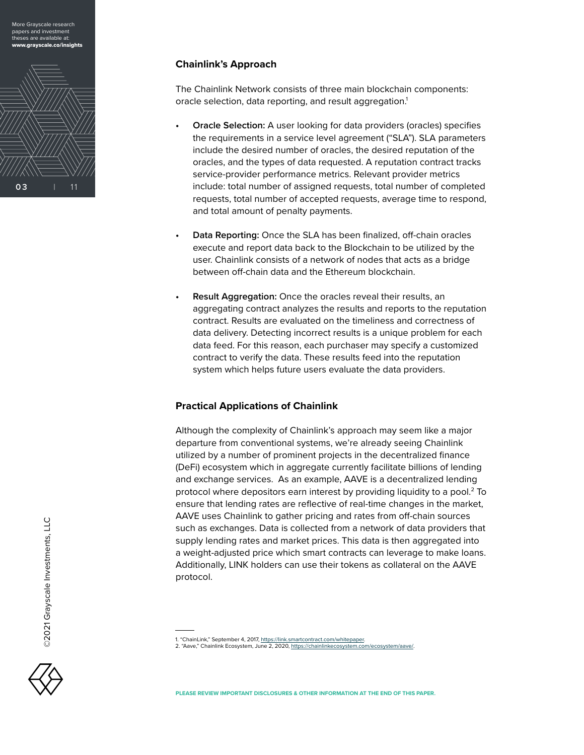## Chainlink's Approach

The Chainlink Network consists of three main blockchain components: oracle selection, data reporting, and result aggregation.[1]

- **Oracle Selection:** A user looking for data providers (oracles) specifies the requirements in a service level agreement ("SLA"). SLA parameters include the desired number of oracles, the desired reputation of the oracles, and the types of data requested. A reputation contract tracks service-provider performance metrics. Relevant provider metrics include: total number of assigned requests, total number of completed requests, total number of accepted requests, average time to respond, and total amount of penalty payments.

- **Data Reporting:** Once the SLA has been finalized, off-chain oracles execute and report data back to the Blockchain to be utilized by the user. Chainlink consists of a network of nodes that acts as a bridge between off-chain data and the Ethereum blockchain.

- **Result Aggregation:** Once the oracles reveal their results, an aggregating contract analyzes the results and reports to the reputation contract. Results are evaluated on the timeliness and correctness of data delivery. Detecting incorrect results is a unique problem for each data feed. For this reason, each purchaser may specify a customized contract to verify the data. These results feed into the reputation system which helps future users evaluate the data providers.

## Practical Applications of Chainlink

Although the complexity of Chainlink's approach may seem like a major departure from conventional systems, we're already seeing Chainlink utilized by a number of prominent projects in the decentralized finance (DeFi) ecosystem which in aggregate currently facilitate billions of lending and exchange services. As an example, AAVE is a decentralized lending protocol where depositors earn interest by providing liquidity to a pool.[2] To ensure that lending rates are reflective of real-time changes in the market, AAVE uses Chainlink to gather pricing and rates from off-chain sources such as exchanges. Data is collected from a network of data providers that supply lending rates and market prices. This data is then aggregated into a weight-adjusted price which smart contracts can leverage to make loans. Additionally, LINK holders can use their tokens as collateral on the AAVE protocol.

---

1. "ChainLink," September 4, 2017, https://link.smartcontract.com/whitepaper.
2. "Aave," Chainlink Ecosystem, June 2, 2020, https://chainlinkecosystem.com/ecosystem/aave/.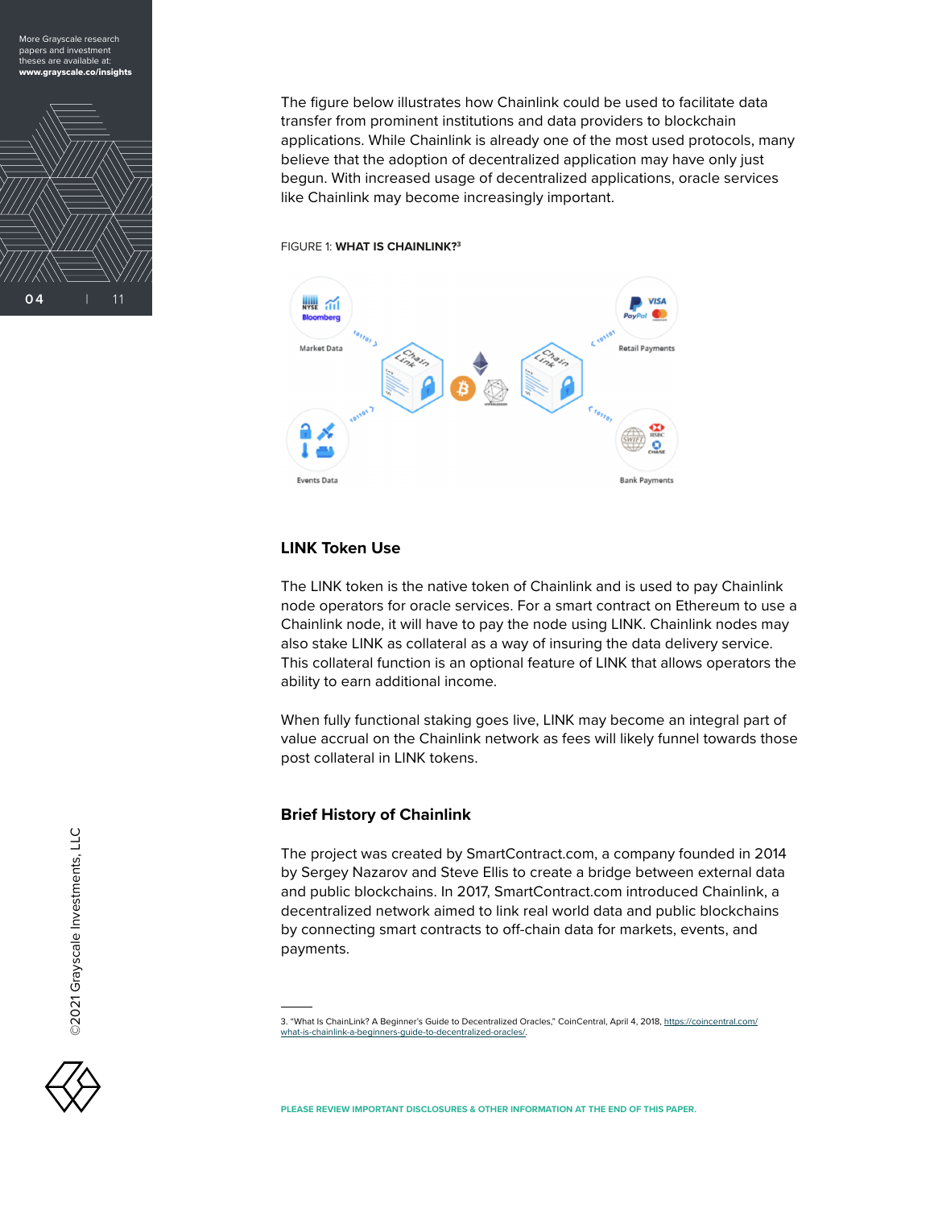The figure below illustrates how Chainlink could be used to facilitate data transfer from prominent institutions and data providers to blockchain applications. While Chainlink is already one of the most used protocols, many believe that the adoption of decentralized application may have only just begun. With increased usage of decentralized applications, oracle services like Chainlink may become increasingly important.

FIGURE 1: **WHAT IS CHAINLINK?**[3]

Market Data

Events Data

Retail Payments

Bank Payments

## LINK Token Use

The LINK token is the native token of Chainlink and is used to pay Chainlink node operators for oracle services. For a smart contract on Ethereum to use a Chainlink node, it will have to pay the node using LINK. Chainlink nodes may also stake LINK as collateral as a way of insuring the data delivery service. This collateral function is an optional feature of LINK that allows operators the ability to earn additional income.

When fully functional staking goes live, LINK may become an integral part of value accrual on the Chainlink network as fees will likely funnel towards those post collateral in LINK tokens.

## Brief History of Chainlink

The project was created by SmartContract.com, a company founded in 2014 by Sergey Nazarov and Steve Ellis to create a bridge between external data and public blockchains. In 2017, SmartContract.com introduced Chainlink, a decentralized network aimed to link real world data and public blockchains by connecting smart contracts to off-chain data for markets, events, and payments.

---

3. "What Is ChainLink? A Beginner's Guide to Decentralized Oracles," CoinCentral, April 4, 2018, https://coincentral.com/what-is-chainlink-a-beginners-guide-to-decentralized-oracles/.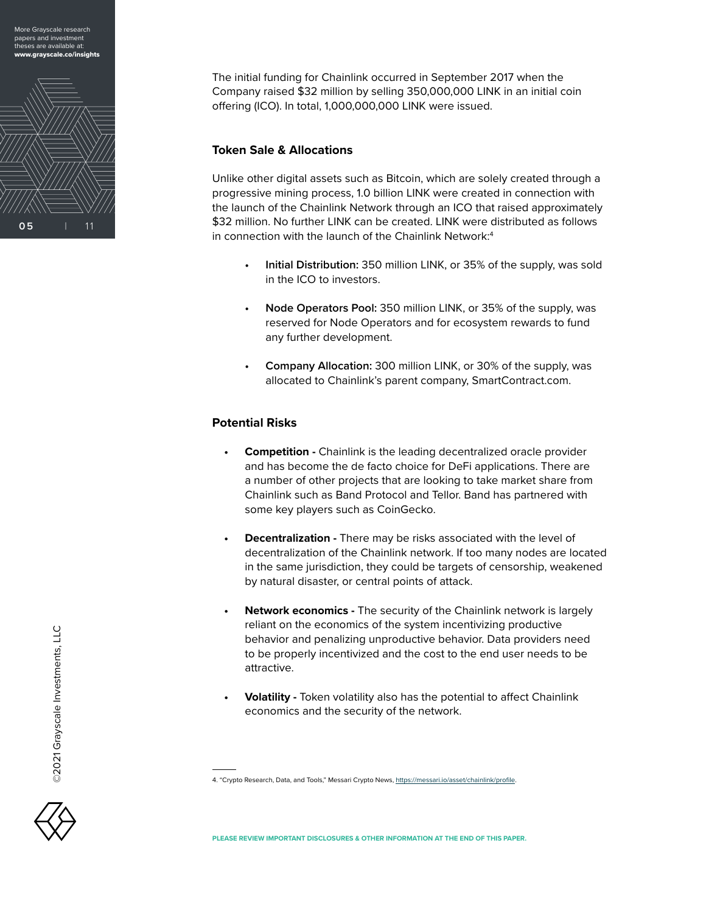The initial funding for Chainlink occurred in September 2017 when the Company raised $32 million by selling 350,000,000 LINK in an initial coin offering (ICO). In total, 1,000,000,000 LINK were issued.

### Token Sale & Allocations

Unlike other digital assets such as Bitcoin, which are solely created through a progressive mining process, 1.0 billion LINK were created in connection with the launch of the Chainlink Network through an ICO that raised approximately $32 million. No further LINK can be created. LINK were distributed as follows in connection with the launch of the Chainlink Network:[4]

- **Initial Distribution:** 350 million LINK, or 35% of the supply, was sold in the ICO to investors.
- **Node Operators Pool:** 350 million LINK, or 35% of the supply, was reserved for Node Operators and for ecosystem rewards to fund any further development.
- **Company Allocation:** 300 million LINK, or 30% of the supply, was allocated to Chainlink's parent company, SmartContract.com.

### Potential Risks

- **Competition -** Chainlink is the leading decentralized oracle provider and has become the de facto choice for DeFi applications. There are a number of other projects that are looking to take market share from Chainlink such as Band Protocol and Tellor. Band has partnered with some key players such as CoinGecko.
- **Decentralization -** There may be risks associated with the level of decentralization of the Chainlink network. If too many nodes are located in the same jurisdiction, they could be targets of censorship, weakened by natural disaster, or central points of attack.
- **Network economics -** The security of the Chainlink network is largely reliant on the economics of the system incentivizing productive behavior and penalizing unproductive behavior. Data providers need to be properly incentivized and the cost to the end user needs to be attractive.
- **Volatility -** Token volatility also has the potential to affect Chainlink economics and the security of the network.

---

4. "Crypto Research, Data, and Tools," Messari Crypto News, https://messari.io/asset/chainlink/profile.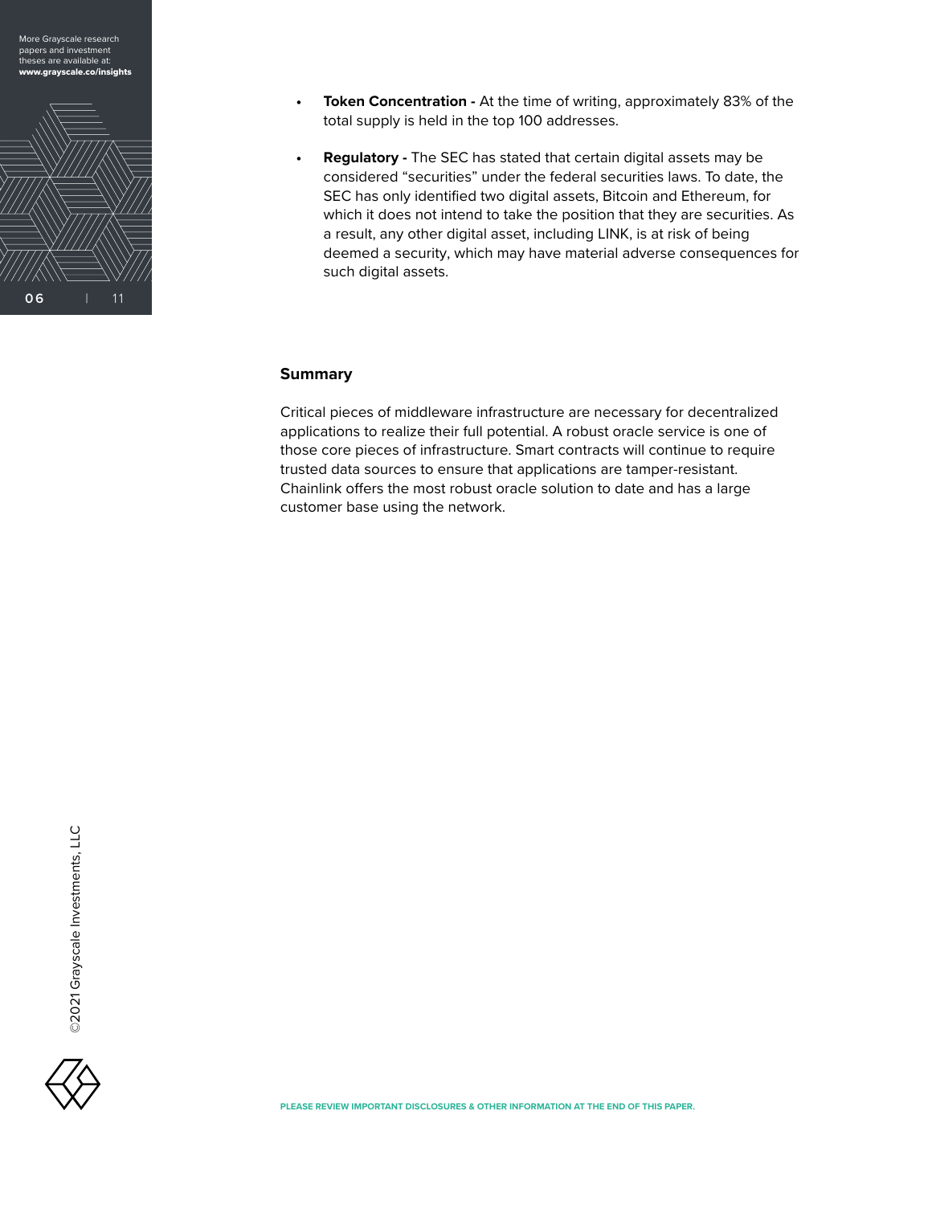- **Token Concentration -** At the time of writing, approximately 83% of the total supply is held in the top 100 addresses.

- **Regulatory -** The SEC has stated that certain digital assets may be considered "securities" under the federal securities laws. To date, the SEC has only identified two digital assets, Bitcoin and Ethereum, for which it does not intend to take the position that they are securities. As a result, any other digital asset, including LINK, is at risk of being deemed a security, which may have material adverse consequences for such digital assets.

## Summary

Critical pieces of middleware infrastructure are necessary for decentralized applications to realize their full potential. A robust oracle service is one of those core pieces of infrastructure. Smart contracts will continue to require trusted data sources to ensure that applications are tamper-resistant. Chainlink offers the most robust oracle solution to date and has a large customer base using the network.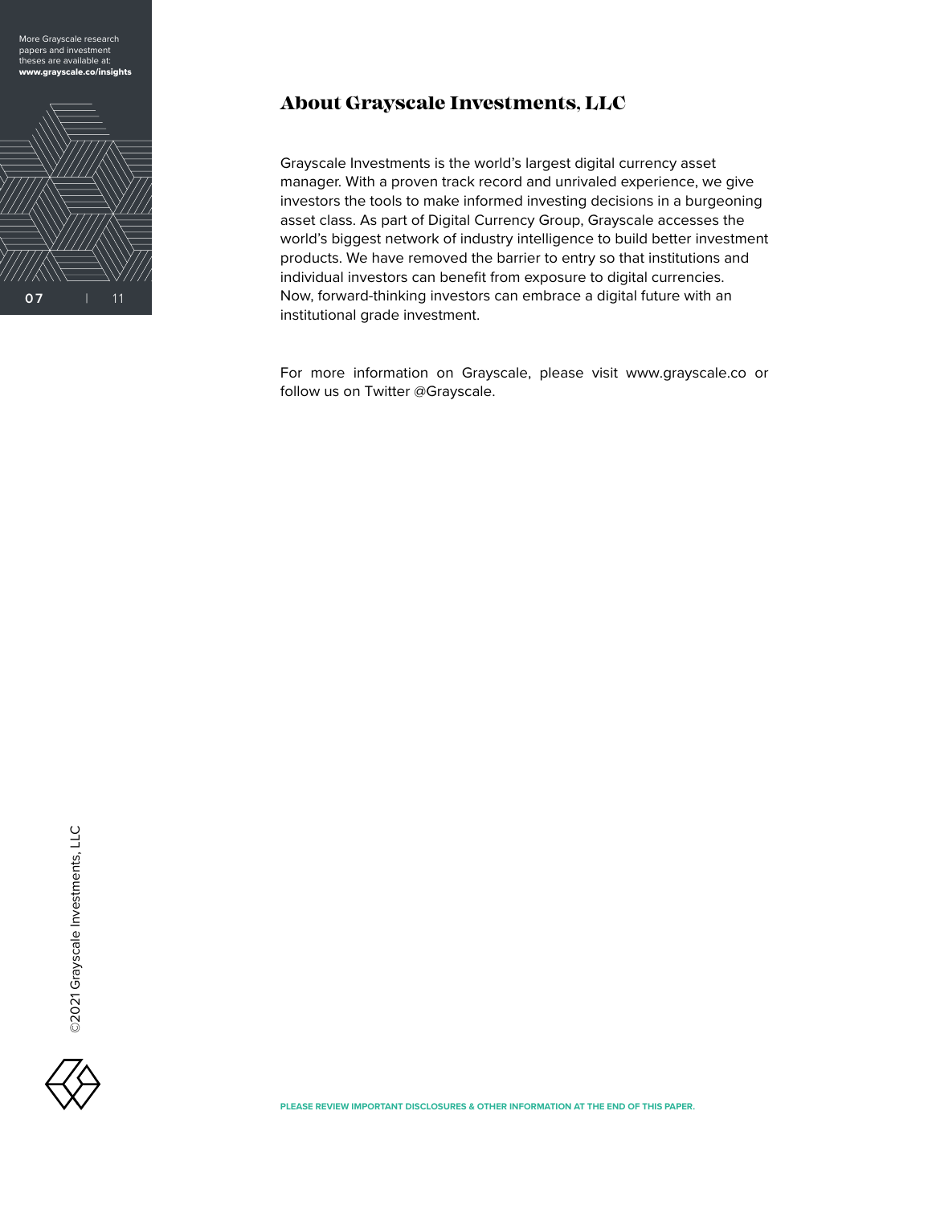## About Grayscale Investments, LLC

Grayscale Investments is the world's largest digital currency asset manager. With a proven track record and unrivaled experience, we give investors the tools to make informed investing decisions in a burgeoning asset class. As part of Digital Currency Group, Grayscale accesses the world's biggest network of industry intelligence to build better investment products. We have removed the barrier to entry so that institutions and individual investors can benefit from exposure to digital currencies. Now, forward-thinking investors can embrace a digital future with an institutional grade investment.

For more information on Grayscale, please visit www.grayscale.co or follow us on Twitter @Grayscale.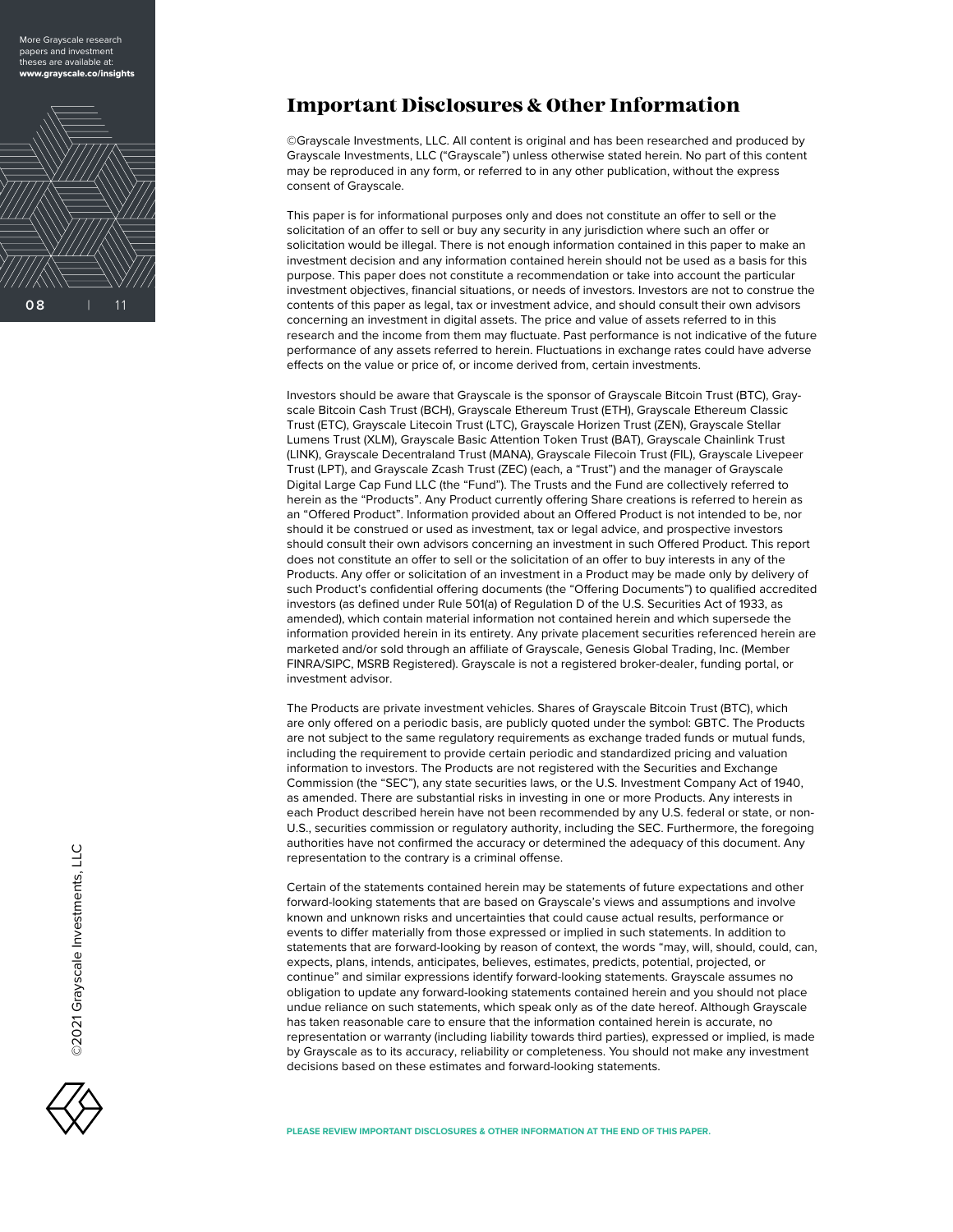# Important Disclosures & Other Information

©Grayscale Investments, LLC. All content is original and has been researched and produced by Grayscale Investments, LLC ("Grayscale") unless otherwise stated herein. No part of this content may be reproduced in any form, or referred to in any other publication, without the express consent of Grayscale.

This paper is for informational purposes only and does not constitute an offer to sell or the solicitation of an offer to sell or buy any security in any jurisdiction where such an offer or solicitation would be illegal. There is not enough information contained in this paper to make an investment decision and any information contained herein should not be used as a basis for this purpose. This paper does not constitute a recommendation or take into account the particular investment objectives, financial situations, or needs of investors. Investors are not to construe the contents of this paper as legal, tax or investment advice, and should consult their own advisors concerning an investment in digital assets. The price and value of assets referred to in this research and the income from them may fluctuate. Past performance is not indicative of the future performance of any assets referred to herein. Fluctuations in exchange rates could have adverse effects on the value or price of, or income derived from, certain investments.

Investors should be aware that Grayscale is the sponsor of Grayscale Bitcoin Trust (BTC), Grayscale Bitcoin Cash Trust (BCH), Grayscale Ethereum Trust (ETH), Grayscale Ethereum Classic Trust (ETC), Grayscale Litecoin Trust (LTC), Grayscale Horizen Trust (ZEN), Grayscale Stellar Lumens Trust (XLM), Grayscale Basic Attention Token Trust (BAT), Grayscale Chainlink Trust (LINK), Grayscale Decentraland Trust (MANA), Grayscale Filecoin Trust (FIL), Grayscale Livepeer Trust (LPT), and Grayscale Zcash Trust (ZEC) (each, a "Trust") and the manager of Grayscale Digital Large Cap Fund LLC (the "Fund"). The Trusts and the Fund are collectively referred to herein as the "Products". Any Product currently offering Share creations is referred to herein as an "Offered Product". Information provided about an Offered Product is not intended to be, nor should it be construed or used as investment, tax or legal advice, and prospective investors should consult their own advisors concerning an investment in such Offered Product. This report does not constitute an offer to sell or the solicitation of an offer to buy interests in any of the Products. Any offer or solicitation of an investment in a Product may be made only by delivery of such Product's confidential offering documents (the "Offering Documents") to qualified accredited investors (as defined under Rule 501(a) of Regulation D of the U.S. Securities Act of 1933, as amended), which contain material information not contained herein and which supersede the information provided herein in its entirety. Any private placement securities referenced herein are marketed and/or sold through an affiliate of Grayscale, Genesis Global Trading, Inc. (Member FINRA/SIPC, MSRB Registered). Grayscale is not a registered broker-dealer, funding portal, or investment advisor.

The Products are private investment vehicles. Shares of Grayscale Bitcoin Trust (BTC), which are only offered on a periodic basis, are publicly quoted under the symbol: GBTC. The Products are not subject to the same regulatory requirements as exchange traded funds or mutual funds, including the requirement to provide certain periodic and standardized pricing and valuation information to investors. The Products are not registered with the Securities and Exchange Commission (the "SEC"), any state securities laws, or the U.S. Investment Company Act of 1940, as amended. There are substantial risks in investing in one or more Products. Any interests in each Product described herein have not been recommended by any U.S. federal or state, or non-U.S., securities commission or regulatory authority, including the SEC. Furthermore, the foregoing authorities have not confirmed the accuracy or determined the adequacy of this document. Any representation to the contrary is a criminal offense.

Certain of the statements contained herein may be statements of future expectations and other forward-looking statements that are based on Grayscale's views and assumptions and involve known and unknown risks and uncertainties that could cause actual results, performance or events to differ materially from those expressed or implied in such statements. In addition to statements that are forward-looking by reason of context, the words "may, will, should, could, can, expects, plans, intends, anticipates, believes, estimates, predicts, potential, projected, or continue" and similar expressions identify forward-looking statements. Grayscale assumes no obligation to update any forward-looking statements contained herein and you should not place undue reliance on such statements, which speak only as of the date hereof. Although Grayscale has taken reasonable care to ensure that the information contained herein is accurate, no representation or warranty (including liability towards third parties), expressed or implied, is made by Grayscale as to its accuracy, reliability or completeness. You should not make any investment decisions based on these estimates and forward-looking statements.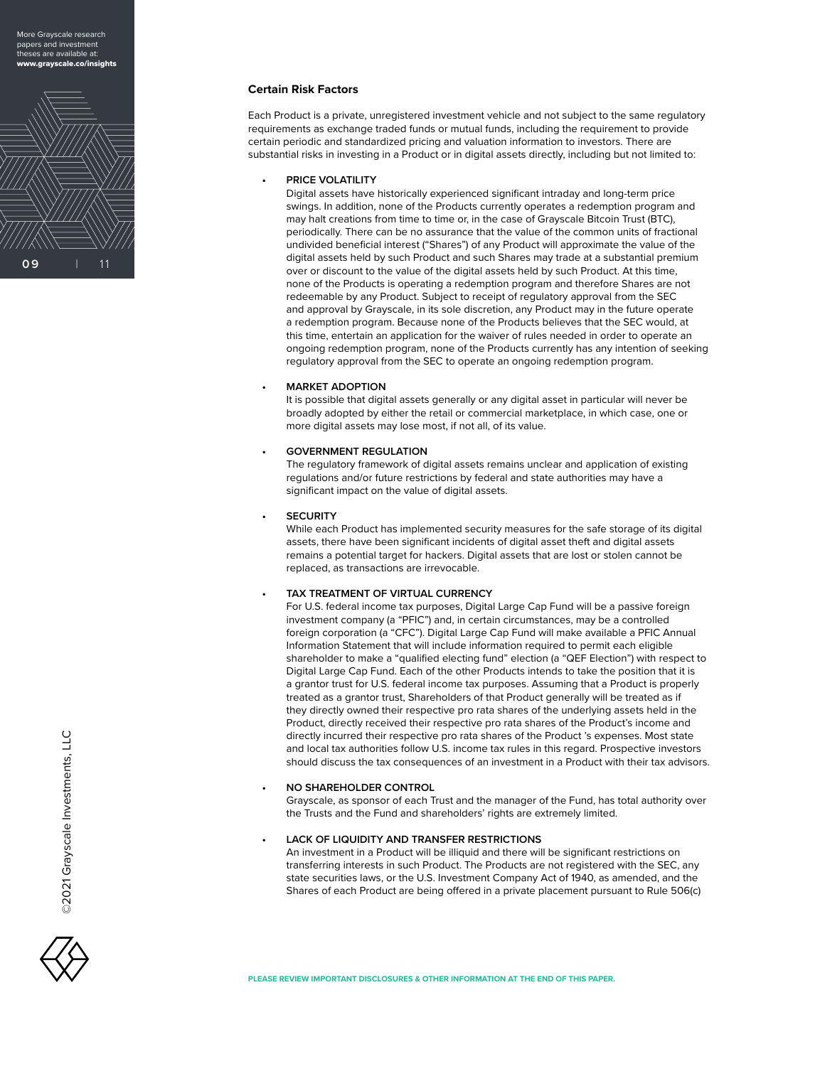### Certain Risk Factors

Each Product is a private, unregistered investment vehicle and not subject to the same regulatory requirements as exchange traded funds or mutual funds, including the requirement to provide certain periodic and standardized pricing and valuation information to investors. There are substantial risks in investing in a Product or in digital assets directly, including but not limited to:

- **PRICE VOLATILITY**
  Digital assets have historically experienced significant intraday and long-term price swings. In addition, none of the Products currently operates a redemption program and may halt creations from time to time or, in the case of Grayscale Bitcoin Trust (BTC), periodically. There can be no assurance that the value of the common units of fractional undivided beneficial interest ("Shares") of any Product will approximate the value of the digital assets held by such Product and such Shares may trade at a substantial premium over or discount to the value of the digital assets held by such Product. At this time, none of the Products is operating a redemption program and therefore Shares are not redeemable by any Product. Subject to receipt of regulatory approval from the SEC and approval by Grayscale, in its sole discretion, any Product may in the future operate a redemption program. Because none of the Products believes that the SEC would, at this time, entertain an application for the waiver of rules needed in order to operate an ongoing redemption program, none of the Products currently has any intention of seeking regulatory approval from the SEC to operate an ongoing redemption program.

- **MARKET ADOPTION**
  It is possible that digital assets generally or any digital asset in particular will never be broadly adopted by either the retail or commercial marketplace, in which case, one or more digital assets may lose most, if not all, of its value.

- **GOVERNMENT REGULATION**
  The regulatory framework of digital assets remains unclear and application of existing regulations and/or future restrictions by federal and state authorities may have a significant impact on the value of digital assets.

- **SECURITY**
  While each Product has implemented security measures for the safe storage of its digital assets, there have been significant incidents of digital asset theft and digital assets remains a potential target for hackers. Digital assets that are lost or stolen cannot be replaced, as transactions are irrevocable.

- **TAX TREATMENT OF VIRTUAL CURRENCY**
  For U.S. federal income tax purposes, Digital Large Cap Fund will be a passive foreign investment company (a "PFIC") and, in certain circumstances, may be a controlled foreign corporation (a "CFC"). Digital Large Cap Fund will make available a PFIC Annual Information Statement that will include information required to permit each eligible shareholder to make a "qualified electing fund" election (a "QEF Election") with respect to Digital Large Cap Fund. Each of the other Products intends to take the position that it is a grantor trust for U.S. federal income tax purposes. Assuming that a Product is properly treated as a grantor trust, Shareholders of that Product generally will be treated as if they directly owned their respective pro rata shares of the underlying assets held in the Product, directly received their respective pro rata shares of the Product's income and directly incurred their respective pro rata shares of the Product 's expenses. Most state and local tax authorities follow U.S. income tax rules in this regard. Prospective investors should discuss the tax consequences of an investment in a Product with their tax advisors.

- **NO SHAREHOLDER CONTROL**
  Grayscale, as sponsor of each Trust and the manager of the Fund, has total authority over the Trusts and the Fund and shareholders' rights are extremely limited.

- **LACK OF LIQUIDITY AND TRANSFER RESTRICTIONS**
  An investment in a Product will be illiquid and there will be significant restrictions on transferring interests in such Product. The Products are not registered with the SEC, any state securities laws, or the U.S. Investment Company Act of 1940, as amended, and the Shares of each Product are being offered in a private placement pursuant to Rule 506(c)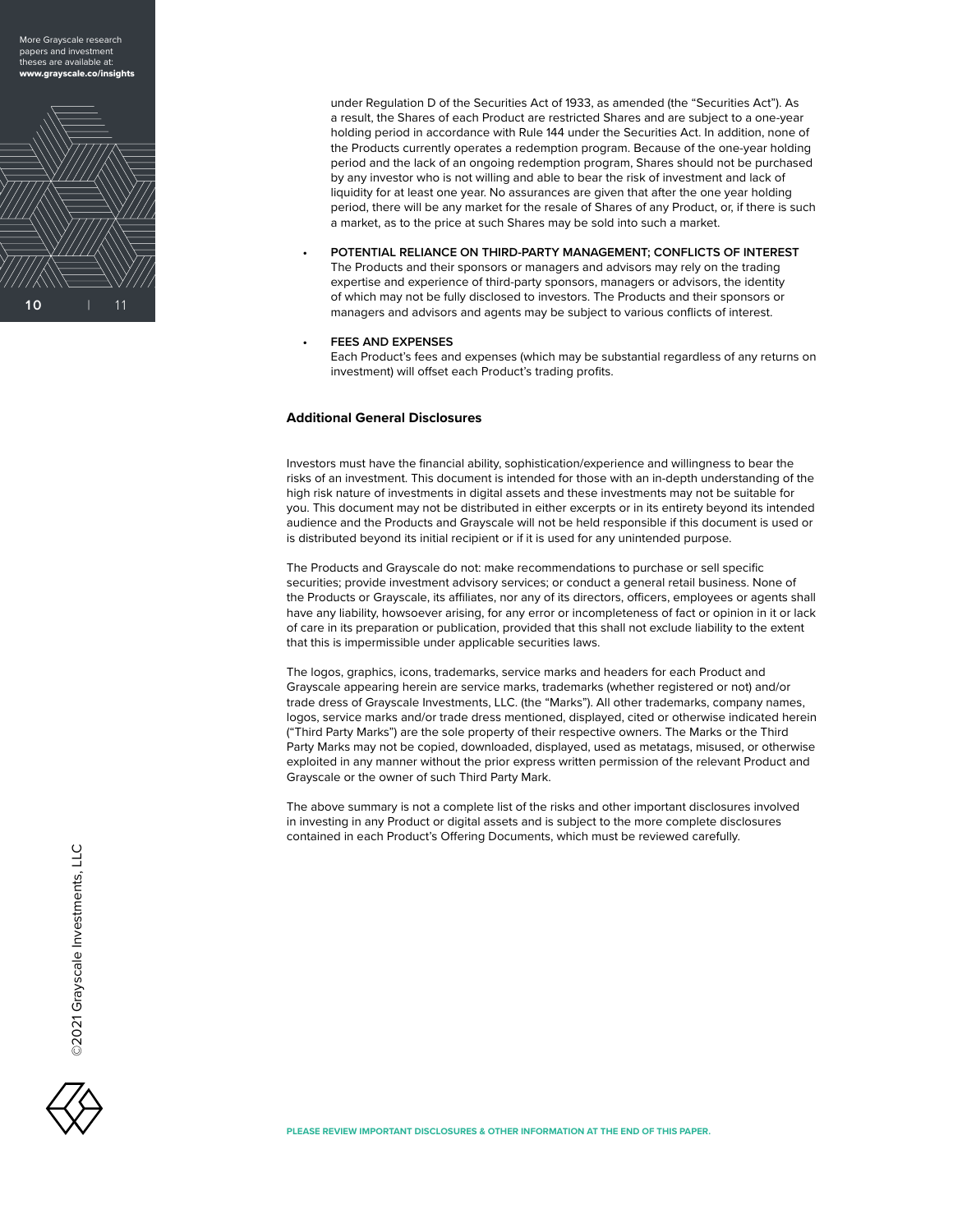under Regulation D of the Securities Act of 1933, as amended (the "Securities Act"). As a result, the Shares of each Product are restricted Shares and are subject to a one-year holding period in accordance with Rule 144 under the Securities Act. In addition, none of the Products currently operates a redemption program. Because of the one-year holding period and the lack of an ongoing redemption program, Shares should not be purchased by any investor who is not willing and able to bear the risk of investment and lack of liquidity for at least one year. No assurances are given that after the one year holding period, there will be any market for the resale of Shares of any Product, or, if there is such a market, as to the price at such Shares may be sold into such a market.

- **POTENTIAL RELIANCE ON THIRD-PARTY MANAGEMENT; CONFLICTS OF INTEREST**
  The Products and their sponsors or managers and advisors may rely on the trading expertise and experience of third-party sponsors, managers or advisors, the identity of which may not be fully disclosed to investors. The Products and their sponsors or managers and advisors and agents may be subject to various conflicts of interest.

- **FEES AND EXPENSES**
  Each Product's fees and expenses (which may be substantial regardless of any returns on investment) will offset each Product's trading profits.

### Additional General Disclosures

Investors must have the financial ability, sophistication/experience and willingness to bear the risks of an investment. This document is intended for those with an in-depth understanding of the high risk nature of investments in digital assets and these investments may not be suitable for you. This document may not be distributed in either excerpts or in its entirety beyond its intended audience and the Products and Grayscale will not be held responsible if this document is used or is distributed beyond its initial recipient or if it is used for any unintended purpose.

The Products and Grayscale do not: make recommendations to purchase or sell specific securities; provide investment advisory services; or conduct a general retail business. None of the Products or Grayscale, its affiliates, nor any of its directors, officers, employees or agents shall have any liability, howsoever arising, for any error or incompleteness of fact or opinion in it or lack of care in its preparation or publication, provided that this shall not exclude liability to the extent that this is impermissible under applicable securities laws.

The logos, graphics, icons, trademarks, service marks and headers for each Product and Grayscale appearing herein are service marks, trademarks (whether registered or not) and/or trade dress of Grayscale Investments, LLC. (the "Marks"). All other trademarks, company names, logos, service marks and/or trade dress mentioned, displayed, cited or otherwise indicated herein ("Third Party Marks") are the sole property of their respective owners. The Marks or the Third Party Marks may not be copied, downloaded, displayed, used as metatags, misused, or otherwise exploited in any manner without the prior express written permission of the relevant Product and Grayscale or the owner of such Third Party Mark.

The above summary is not a complete list of the risks and other important disclosures involved in investing in any Product or digital assets and is subject to the more complete disclosures contained in each Product's Offering Documents, which must be reviewed carefully.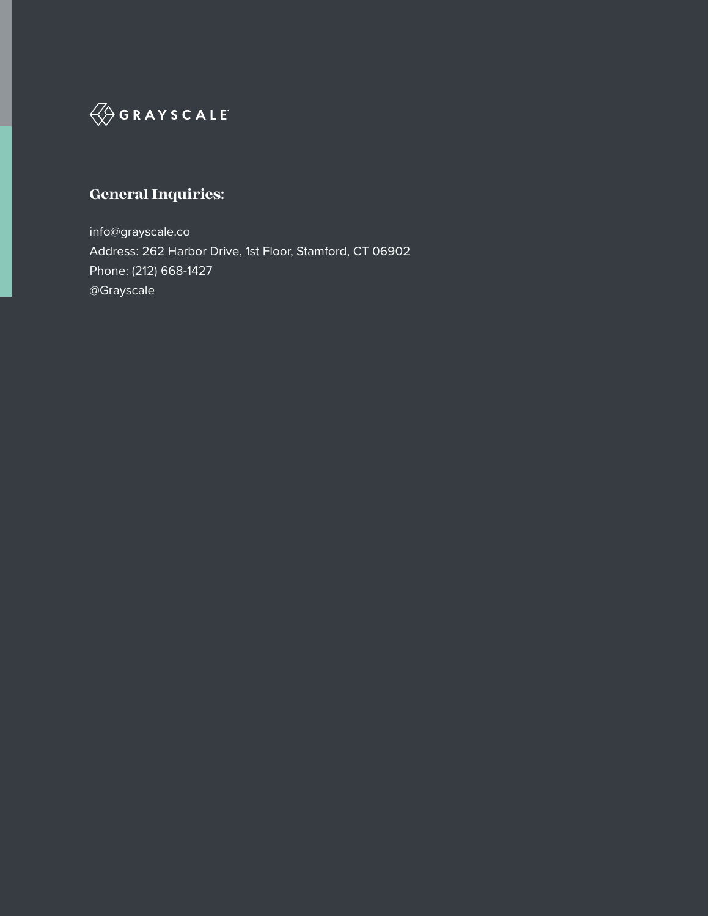GRAYSCALE

## General Inquiries:

info@grayscale.co
Address: 262 Harbor Drive, 1st Floor, Stamford, CT 06902
Phone: (212) 668-1427
@Grayscale